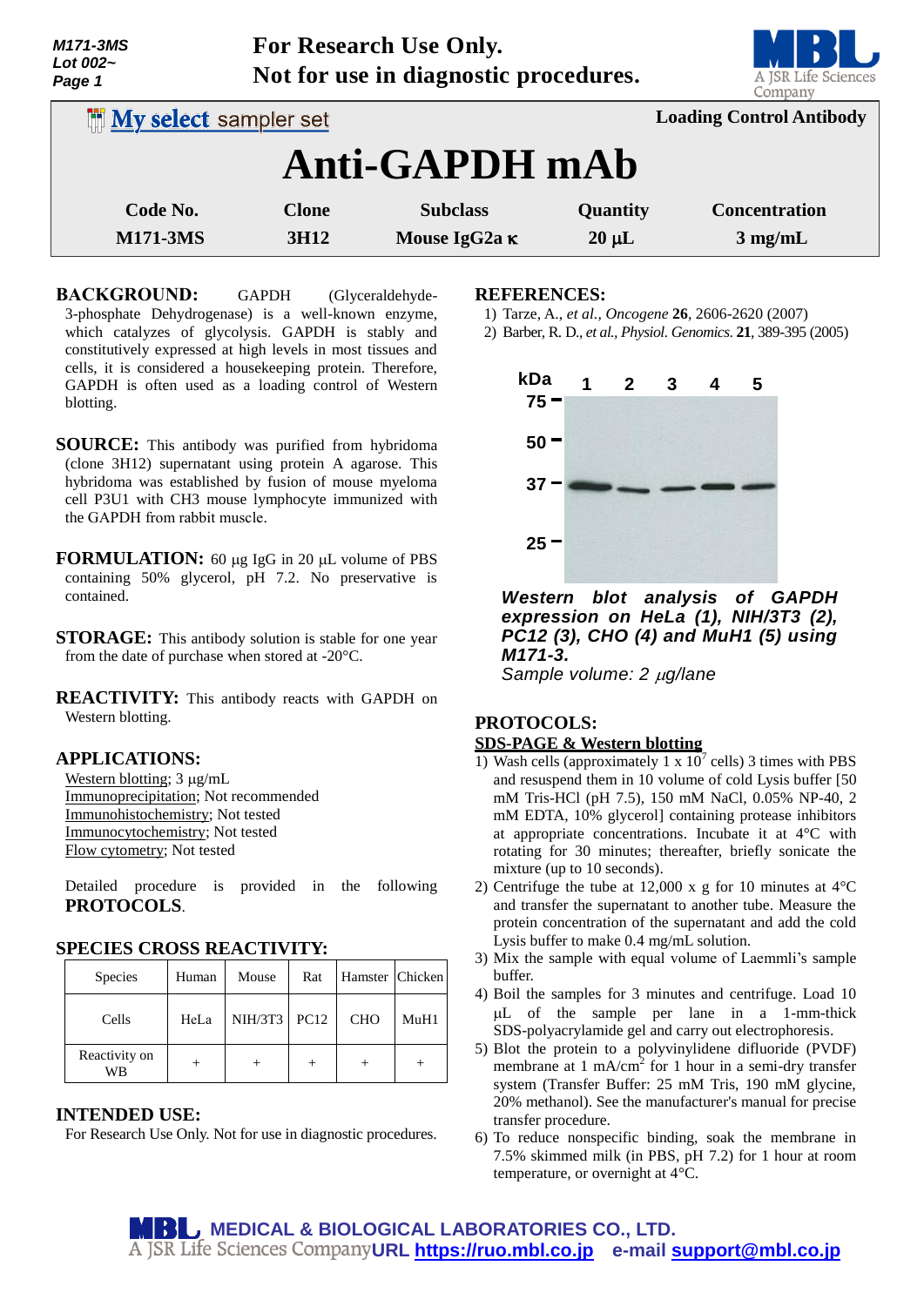M171-3MS
Lot 002~

**For Research Use Only.**
**Not for use in diagnostic procedures.**

My select sampler set

**Loading Control Antibody**

# Anti-GAPDH mAb

| Code No. | Clone | Subclass | Quantity | Concentration |
|---|---|---|---|---|
| M171-3MS | 3H12 | Mouse IgG2a κ | 20 µL | 3 mg/mL |

**BACKGROUND:** GAPDH (Glyceraldehyde-3-phosphate Dehydrogenase) is a well-known enzyme, which catalyzes of glycolysis. GAPDH is stably and constitutively expressed at high levels in most tissues and cells, it is considered a housekeeping protein. Therefore, GAPDH is often used as a loading control of Western blotting.

**SOURCE:** This antibody was purified from hybridoma (clone 3H12) supernatant using protein A agarose. This hybridoma was established by fusion of mouse myeloma cell P3U1 with CH3 mouse lymphocyte immunized with the GAPDH from rabbit muscle.

**FORMULATION:** 60 µg IgG in 20 µL volume of PBS containing 50% glycerol, pH 7.2. No preservative is contained.

**STORAGE:** This antibody solution is stable for one year from the date of purchase when stored at -20°C.

**REACTIVITY:** This antibody reacts with GAPDH on Western blotting.

**APPLICATIONS:**

Western blotting; 3 µg/mL
Immunoprecipitation; Not recommended
Immunohistochemistry; Not tested
Immunocytochemistry; Not tested
Flow cytometry; Not tested

Detailed procedure is provided in the following **PROTOCOLS**.

**SPECIES CROSS REACTIVITY:**

| Species | Human | Mouse | Rat | Hamster | Chicken |
|---|---|---|---|---|---|
| Cells | HeLa | NIH/3T3 | PC12 | CHO | MuH1 |
| Reactivity on WB | + | + | + | + | + |

**INTENDED USE:**
For Research Use Only. Not for use in diagnostic procedures.

**REFERENCES:**

1) Tarze, A., *et al., Oncogene* **26**, 2606-2620 (2007)
2) Barber, R. D., *et al., Physiol. Genomics.* **21**, 389-395 (2005)

***Western blot analysis of GAPDH expression on HeLa (1), NIH/3T3 (2), PC12 (3), CHO (4) and MuH1 (5) using M171-3.***
*Sample volume: 2 µg/lane*

**PROTOCOLS:**

**SDS-PAGE & Western blotting**

1) Wash cells (approximately 1 x $10^7$ cells) 3 times with PBS and resuspend them in 10 volume of cold Lysis buffer [50 mM Tris-HCl (pH 7.5), 150 mM NaCl, 0.05% NP-40, 2 mM EDTA, 10% glycerol] containing protease inhibitors at appropriate concentrations. Incubate it at 4°C with rotating for 30 minutes; thereafter, briefly sonicate the mixture (up to 10 seconds).
2) Centrifuge the tube at 12,000 x g for 10 minutes at 4°C and transfer the supernatant to another tube. Measure the protein concentration of the supernatant and add the cold Lysis buffer to make 0.4 mg/mL solution.
3) Mix the sample with equal volume of Laemmli's sample buffer.
4) Boil the samples for 3 minutes and centrifuge. Load 10 µL of the sample per lane in a 1-mm-thick SDS-polyacrylamide gel and carry out electrophoresis.
5) Blot the protein to a polyvinylidene difluoride (PVDF) membrane at 1 mA/$cm^2$ for 1 hour in a semi-dry transfer system (Transfer Buffer: 25 mM Tris, 190 mM glycine, 20% methanol). See the manufacturer's manual for precise transfer procedure.
6) To reduce nonspecific binding, soak the membrane in 7.5% skimmed milk (in PBS, pH 7.2) for 1 hour at room temperature, or overnight at 4°C.

MEDICAL & BIOLOGICAL LABORATORIES CO., LTD.
A JSR Life Sciences Company URL https://ruo.mbl.co.jp e-mail support@mbl.co.jp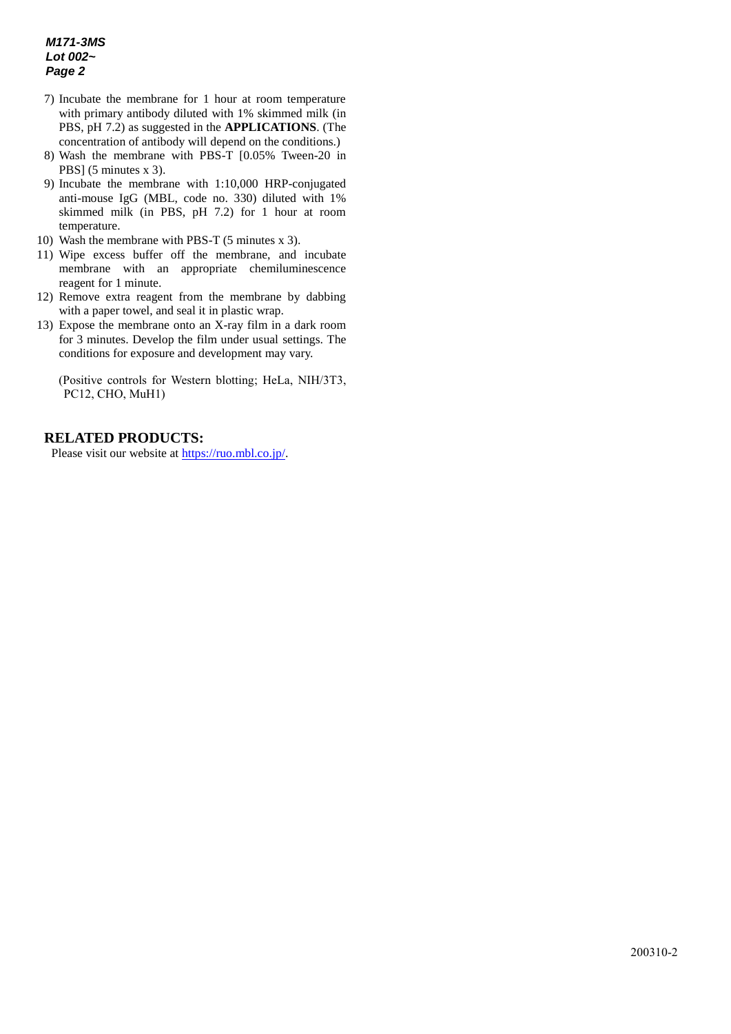7) Incubate the membrane for 1 hour at room temperature with primary antibody diluted with 1% skimmed milk (in PBS, pH 7.2) as suggested in the **APPLICATIONS**. (The concentration of antibody will depend on the conditions.)
8) Wash the membrane with PBS-T [0.05% Tween-20 in PBS] (5 minutes x 3).
9) Incubate the membrane with 1:10,000 HRP-conjugated anti-mouse IgG (MBL, code no. 330) diluted with 1% skimmed milk (in PBS, pH 7.2) for 1 hour at room temperature.
10) Wash the membrane with PBS-T (5 minutes x 3).
11) Wipe excess buffer off the membrane, and incubate membrane with an appropriate chemiluminescence reagent for 1 minute.
12) Remove extra reagent from the membrane by dabbing with a paper towel, and seal it in plastic wrap.
13) Expose the membrane onto an X-ray film in a dark room for 3 minutes. Develop the film under usual settings. The conditions for exposure and development may vary.

(Positive controls for Western blotting; HeLa, NIH/3T3, PC12, CHO, MuH1)

## RELATED PRODUCTS:

Please visit our website at https://ruo.mbl.co.jp/.

200310-2